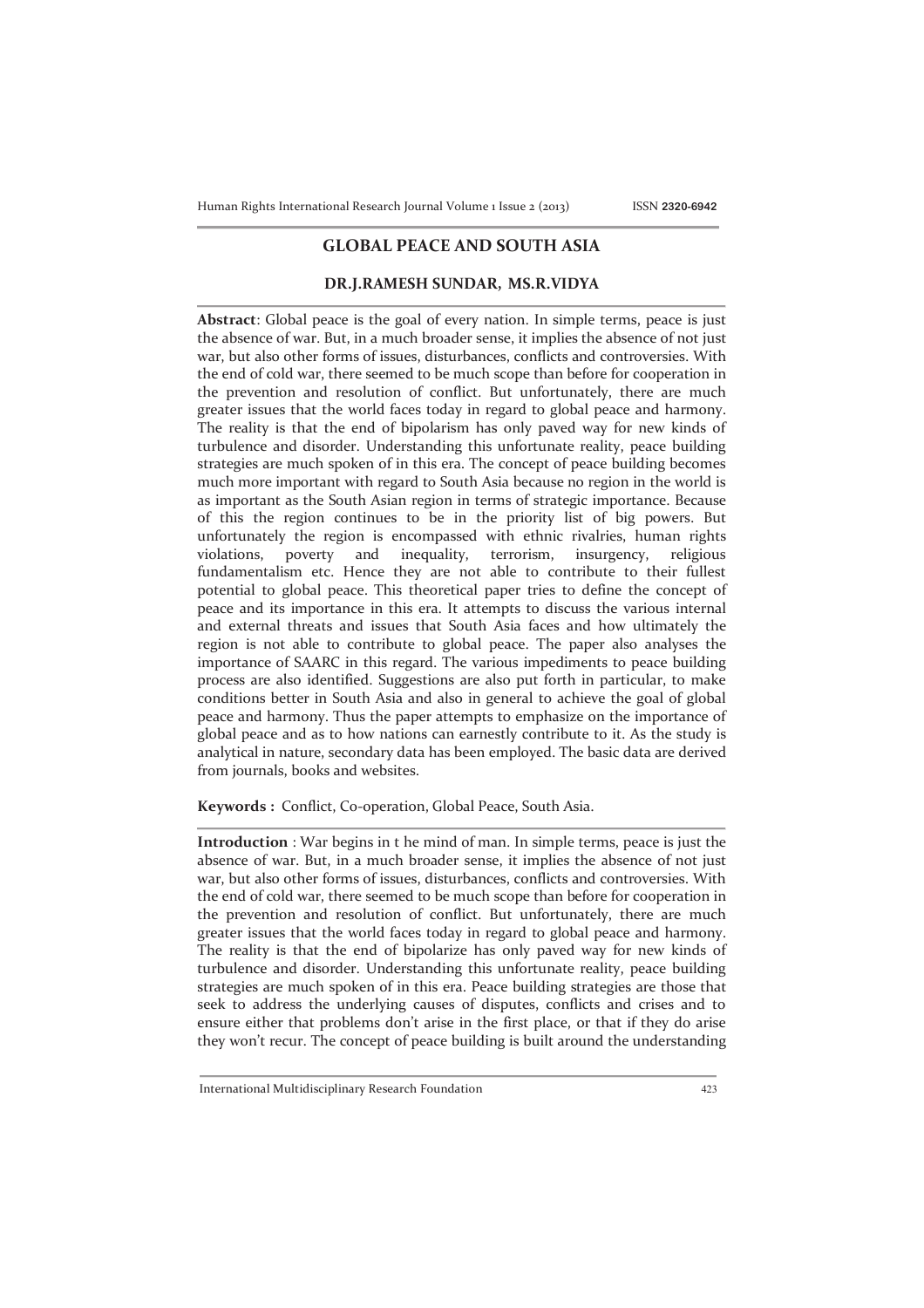# GLOBAL PEACE AND SOUTH ASIA

**DR.J.RAMESH SUNDAR, MS.R.VIDYA**

**Abstract**: Global peace is the goal of every nation. In simple terms, peace is just the absence of war. But, in a much broader sense, it implies the absence of not just war, but also other forms of issues, disturbances, conflicts and controversies. With the end of cold war, there seemed to be much scope than before for cooperation in the prevention and resolution of conflict. But unfortunately, there are much greater issues that the world faces today in regard to global peace and harmony. The reality is that the end of bipolarism has only paved way for new kinds of turbulence and disorder. Understanding this unfortunate reality, peace building strategies are much spoken of in this era. The concept of peace building becomes much more important with regard to South Asia because no region in the world is as important as the South Asian region in terms of strategic importance. Because of this the region continues to be in the priority list of big powers. But unfortunately the region is encompassed with ethnic rivalries, human rights violations, poverty and inequality, terrorism, insurgency, religious fundamentalism etc. Hence they are not able to contribute to their fullest potential to global peace. This theoretical paper tries to define the concept of peace and its importance in this era. It attempts to discuss the various internal and external threats and issues that South Asia faces and how ultimately the region is not able to contribute to global peace. The paper also analyses the importance of SAARC in this regard. The various impediments to peace building process are also identified. Suggestions are also put forth in particular, to make conditions better in South Asia and also in general to achieve the goal of global peace and harmony. Thus the paper attempts to emphasize on the importance of global peace and as to how nations can earnestly contribute to it. As the study is analytical in nature, secondary data has been employed. The basic data are derived from journals, books and websites.

**Keywords :** Conflict, Co-operation, Global Peace, South Asia.

**Introduction** : War begins in t he mind of man. In simple terms, peace is just the absence of war. But, in a much broader sense, it implies the absence of not just war, but also other forms of issues, disturbances, conflicts and controversies. With the end of cold war, there seemed to be much scope than before for cooperation in the prevention and resolution of conflict. But unfortunately, there are much greater issues that the world faces today in regard to global peace and harmony. The reality is that the end of bipolarize has only paved way for new kinds of turbulence and disorder. Understanding this unfortunate reality, peace building strategies are much spoken of in this era. Peace building strategies are those that seek to address the underlying causes of disputes, conflicts and crises and to ensure either that problems don't arise in the first place, or that if they do arise they won't recur. The concept of peace building is built around the understanding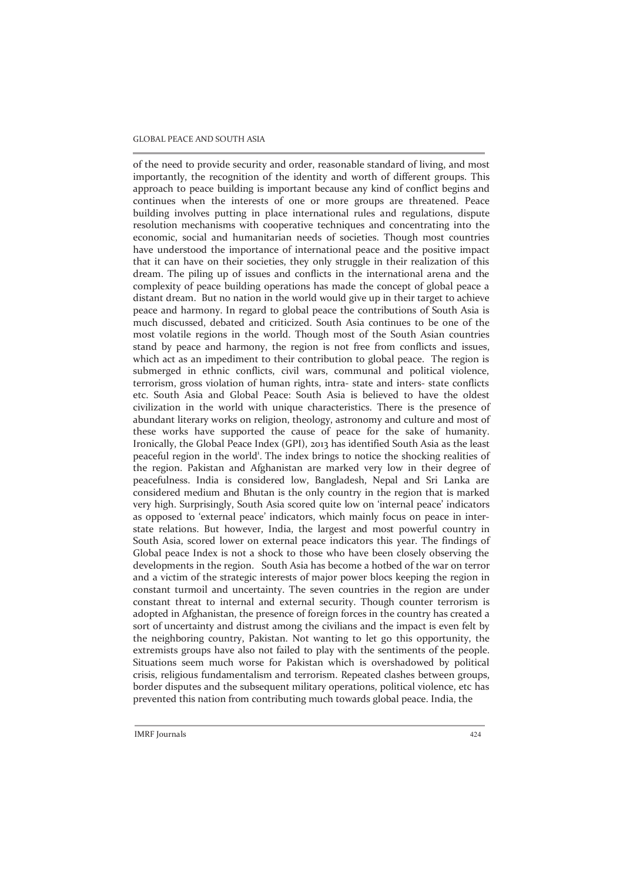of the need to provide security and order, reasonable standard of living, and most importantly, the recognition of the identity and worth of different groups. This approach to peace building is important because any kind of conflict begins and continues when the interests of one or more groups are threatened. Peace building involves putting in place international rules and regulations, dispute resolution mechanisms with cooperative techniques and concentrating into the economic, social and humanitarian needs of societies. Though most countries have understood the importance of international peace and the positive impact that it can have on their societies, they only struggle in their realization of this dream. The piling up of issues and conflicts in the international arena and the complexity of peace building operations has made the concept of global peace a distant dream. But no nation in the world would give up in their target to achieve peace and harmony. In regard to global peace the contributions of South Asia is much discussed, debated and criticized. South Asia continues to be one of the most volatile regions in the world. Though most of the South Asian countries stand by peace and harmony, the region is not free from conflicts and issues, which act as an impediment to their contribution to global peace. The region is submerged in ethnic conflicts, civil wars, communal and political violence, terrorism, gross violation of human rights, intra- state and inters- state conflicts etc. South Asia and Global Peace: South Asia is believed to have the oldest civilization in the world with unique characteristics. There is the presence of abundant literary works on religion, theology, astronomy and culture and most of these works have supported the cause of peace for the sake of humanity. Ironically, the Global Peace Index (GPI), 2013 has identified South Asia as the least peaceful region in the world[i]. The index brings to notice the shocking realities of the region. Pakistan and Afghanistan are marked very low in their degree of peacefulness. India is considered low, Bangladesh, Nepal and Sri Lanka are considered medium and Bhutan is the only country in the region that is marked very high. Surprisingly, South Asia scored quite low on 'internal peace' indicators as opposed to 'external peace' indicators, which mainly focus on peace in inter-state relations. But however, India, the largest and most powerful country in South Asia, scored lower on external peace indicators this year. The findings of Global peace Index is not a shock to those who have been closely observing the developments in the region. South Asia has become a hotbed of the war on terror and a victim of the strategic interests of major power blocs keeping the region in constant turmoil and uncertainty. The seven countries in the region are under constant threat to internal and external security. Though counter terrorism is adopted in Afghanistan, the presence of foreign forces in the country has created a sort of uncertainty and distrust among the civilians and the impact is even felt by the neighboring country, Pakistan. Not wanting to let go this opportunity, the extremists groups have also not failed to play with the sentiments of the people. Situations seem much worse for Pakistan which is overshadowed by political crisis, religious fundamentalism and terrorism. Repeated clashes between groups, border disputes and the subsequent military operations, political violence, etc has prevented this nation from contributing much towards global peace. India, the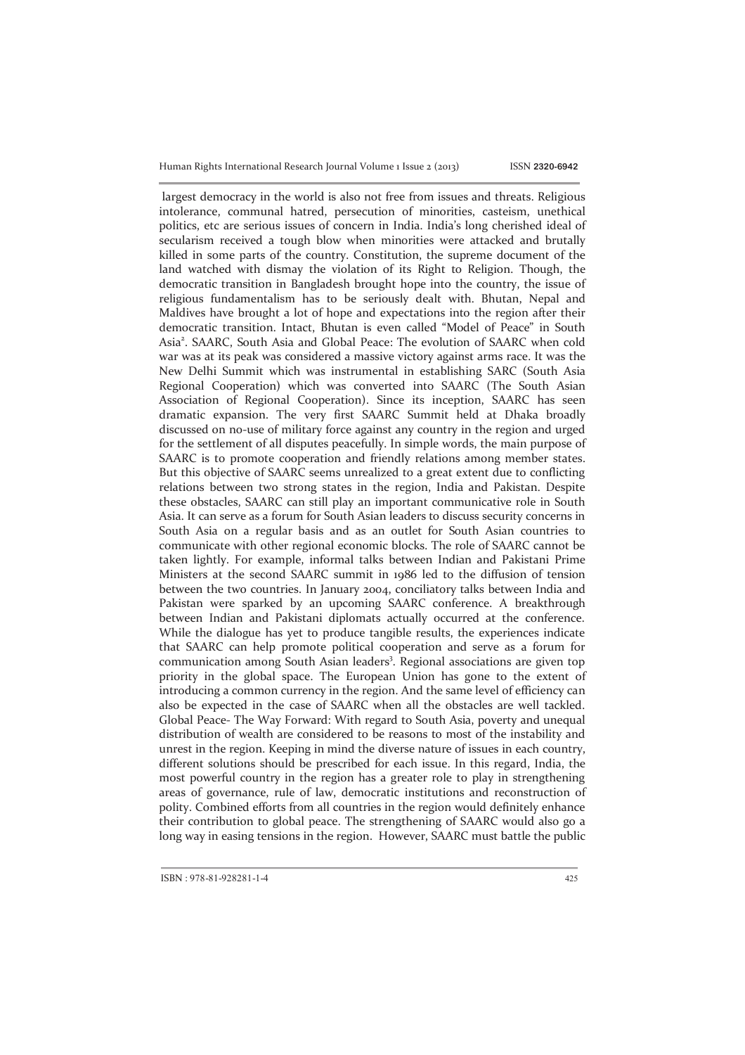largest democracy in the world is also not free from issues and threats. Religious intolerance, communal hatred, persecution of minorities, casteism, unethical politics, etc are serious issues of concern in India. India's long cherished ideal of secularism received a tough blow when minorities were attacked and brutally killed in some parts of the country. Constitution, the supreme document of the land watched with dismay the violation of its Right to Religion. Though, the democratic transition in Bangladesh brought hope into the country, the issue of religious fundamentalism has to be seriously dealt with. Bhutan, Nepal and Maldives have brought a lot of hope and expectations into the region after their democratic transition. Intact, Bhutan is even called "Model of Peace" in South Asia[2]. SAARC, South Asia and Global Peace: The evolution of SAARC when cold war was at its peak was considered a massive victory against arms race. It was the New Delhi Summit which was instrumental in establishing SARC (South Asia Regional Cooperation) which was converted into SAARC (The South Asian Association of Regional Cooperation). Since its inception, SAARC has seen dramatic expansion. The very first SAARC Summit held at Dhaka broadly discussed on no-use of military force against any country in the region and urged for the settlement of all disputes peacefully. In simple words, the main purpose of SAARC is to promote cooperation and friendly relations among member states. But this objective of SAARC seems unrealized to a great extent due to conflicting relations between two strong states in the region, India and Pakistan. Despite these obstacles, SAARC can still play an important communicative role in South Asia. It can serve as a forum for South Asian leaders to discuss security concerns in South Asia on a regular basis and as an outlet for South Asian countries to communicate with other regional economic blocks. The role of SAARC cannot be taken lightly. For example, informal talks between Indian and Pakistani Prime Ministers at the second SAARC summit in 1986 led to the diffusion of tension between the two countries. In January 2004, conciliatory talks between India and Pakistan were sparked by an upcoming SAARC conference. A breakthrough between Indian and Pakistani diplomats actually occurred at the conference. While the dialogue has yet to produce tangible results, the experiences indicate that SAARC can help promote political cooperation and serve as a forum for communication among South Asian leaders[3]. Regional associations are given top priority in the global space. The European Union has gone to the extent of introducing a common currency in the region. And the same level of efficiency can also be expected in the case of SAARC when all the obstacles are well tackled. Global Peace- The Way Forward: With regard to South Asia, poverty and unequal distribution of wealth are considered to be reasons to most of the instability and unrest in the region. Keeping in mind the diverse nature of issues in each country, different solutions should be prescribed for each issue. In this regard, India, the most powerful country in the region has a greater role to play in strengthening areas of governance, rule of law, democratic institutions and reconstruction of polity. Combined efforts from all countries in the region would definitely enhance their contribution to global peace. The strengthening of SAARC would also go a long way in easing tensions in the region. However, SAARC must battle the public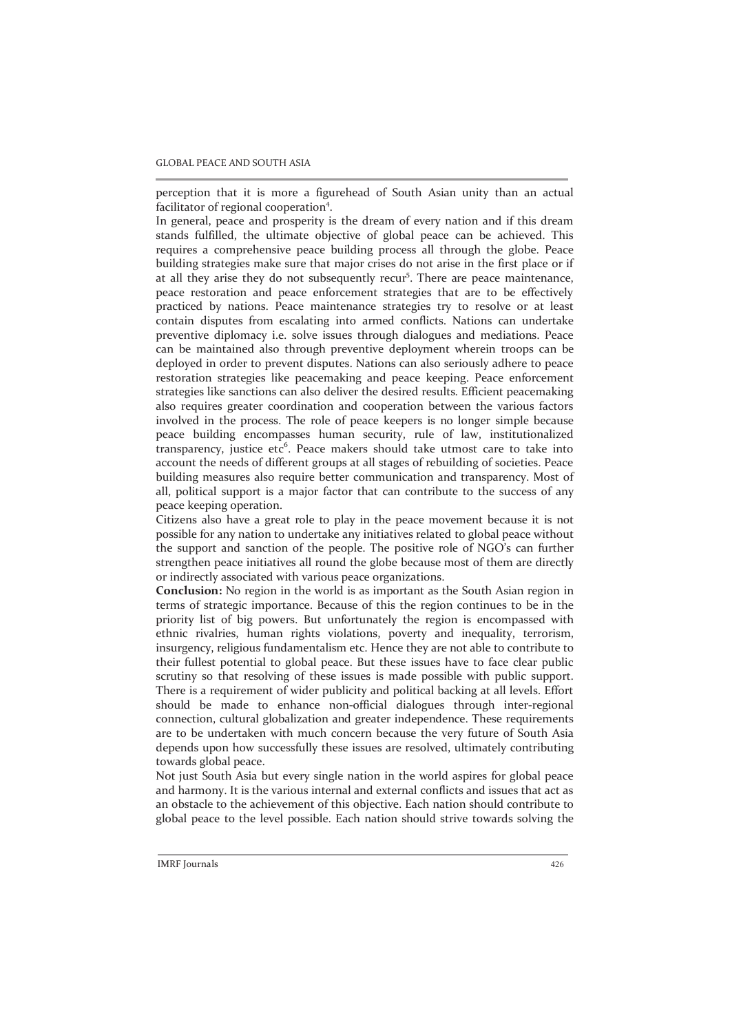perception that it is more a figurehead of South Asian unity than an actual facilitator of regional cooperation[4].

In general, peace and prosperity is the dream of every nation and if this dream stands fulfilled, the ultimate objective of global peace can be achieved. This requires a comprehensive peace building process all through the globe. Peace building strategies make sure that major crises do not arise in the first place or if at all they arise they do not subsequently recur[5]. There are peace maintenance, peace restoration and peace enforcement strategies that are to be effectively practiced by nations. Peace maintenance strategies try to resolve or at least contain disputes from escalating into armed conflicts. Nations can undertake preventive diplomacy i.e. solve issues through dialogues and mediations. Peace can be maintained also through preventive deployment wherein troops can be deployed in order to prevent disputes. Nations can also seriously adhere to peace restoration strategies like peacemaking and peace keeping. Peace enforcement strategies like sanctions can also deliver the desired results. Efficient peacemaking also requires greater coordination and cooperation between the various factors involved in the process. The role of peace keepers is no longer simple because peace building encompasses human security, rule of law, institutionalized transparency, justice etc[6]. Peace makers should take utmost care to take into account the needs of different groups at all stages of rebuilding of societies. Peace building measures also require better communication and transparency. Most of all, political support is a major factor that can contribute to the success of any peace keeping operation.

Citizens also have a great role to play in the peace movement because it is not possible for any nation to undertake any initiatives related to global peace without the support and sanction of the people. The positive role of NGO's can further strengthen peace initiatives all round the globe because most of them are directly or indirectly associated with various peace organizations.

**Conclusion:** No region in the world is as important as the South Asian region in terms of strategic importance. Because of this the region continues to be in the priority list of big powers. But unfortunately the region is encompassed with ethnic rivalries, human rights violations, poverty and inequality, terrorism, insurgency, religious fundamentalism etc. Hence they are not able to contribute to their fullest potential to global peace. But these issues have to face clear public scrutiny so that resolving of these issues is made possible with public support. There is a requirement of wider publicity and political backing at all levels. Effort should be made to enhance non-official dialogues through inter-regional connection, cultural globalization and greater independence. These requirements are to be undertaken with much concern because the very future of South Asia depends upon how successfully these issues are resolved, ultimately contributing towards global peace.

Not just South Asia but every single nation in the world aspires for global peace and harmony. It is the various internal and external conflicts and issues that act as an obstacle to the achievement of this objective. Each nation should contribute to global peace to the level possible. Each nation should strive towards solving the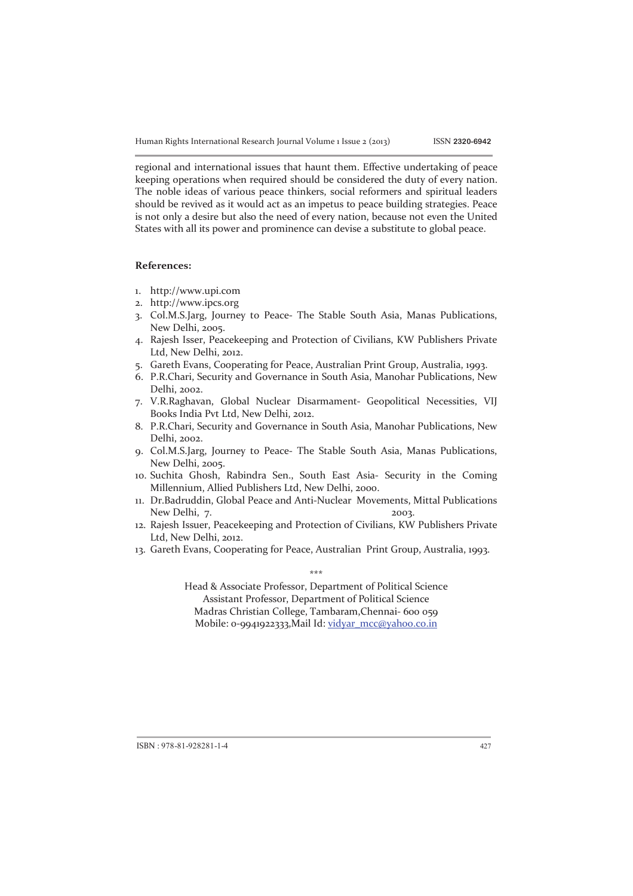regional and international issues that haunt them. Effective undertaking of peace keeping operations when required should be considered the duty of every nation. The noble ideas of various peace thinkers, social reformers and spiritual leaders should be revived as it would act as an impetus to peace building strategies. Peace is not only a desire but also the need of every nation, because not even the United States with all its power and prominence can devise a substitute to global peace.

**References:**

1. http://www.upi.com
2. http://www.ipcs.org
3. Col.M.S.Jarg, Journey to Peace- The Stable South Asia, Manas Publications, New Delhi, 2005.
4. Rajesh Isser, Peacekeeping and Protection of Civilians, KW Publishers Private Ltd, New Delhi, 2012.
5. Gareth Evans, Cooperating for Peace, Australian Print Group, Australia, 1993.
6. P.R.Chari, Security and Governance in South Asia, Manohar Publications, New Delhi, 2002.
7. V.R.Raghavan, Global Nuclear Disarmament- Geopolitical Necessities, VIJ Books India Pvt Ltd, New Delhi, 2012.
8. P.R.Chari, Security and Governance in South Asia, Manohar Publications, New Delhi, 2002.
9. Col.M.S.Jarg, Journey to Peace- The Stable South Asia, Manas Publications, New Delhi, 2005.
10. Suchita Ghosh, Rabindra Sen., South East Asia- Security in the Coming Millennium, Allied Publishers Ltd, New Delhi, 2000.
11. Dr.Badruddin, Global Peace and Anti-Nuclear Movements, Mittal Publications New Delhi, 7. 2003.
12. Rajesh Issuer, Peacekeeping and Protection of Civilians, KW Publishers Private Ltd, New Delhi, 2012.
13. Gareth Evans, Cooperating for Peace, Australian Print Group, Australia, 1993.

\*\*\*

Head & Associate Professor, Department of Political Science
Assistant Professor, Department of Political Science
Madras Christian College, Tambaram,Chennai- 600 059
Mobile: 0-9941922333,Mail Id: vidyar_mcc@yahoo.co.in